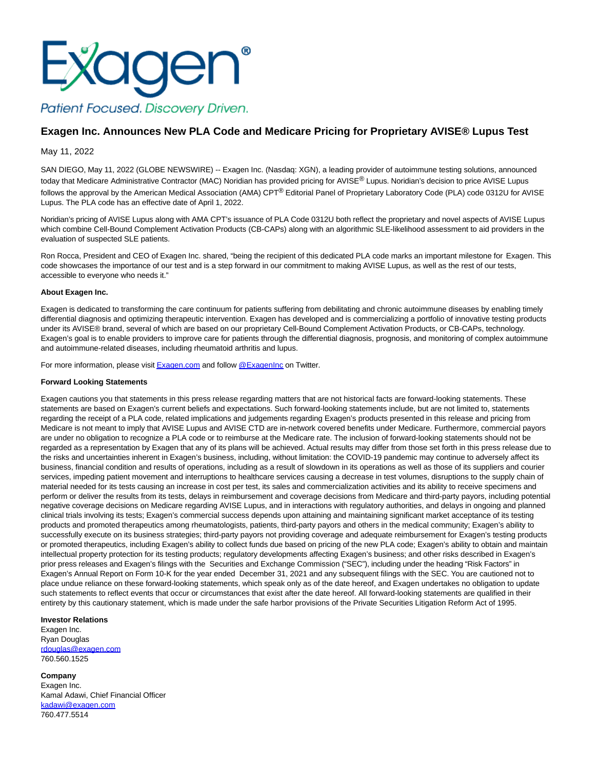Exagen®

Patient Focused. Discovery Driven.

# Exagen Inc. Announces New PLA Code and Medicare Pricing for Proprietary AVISE® Lupus Test

May 11, 2022

SAN DIEGO, May 11, 2022 (GLOBE NEWSWIRE) -- Exagen Inc. (Nasdaq: XGN), a leading provider of autoimmune testing solutions, announced today that Medicare Administrative Contractor (MAC) Noridian has provided pricing for AVISE® Lupus. Noridian's decision to price AVISE Lupus follows the approval by the American Medical Association (AMA) CPT® Editorial Panel of Proprietary Laboratory Code (PLA) code 0312U for AVISE Lupus. The PLA code has an effective date of April 1, 2022.

Noridian's pricing of AVISE Lupus along with AMA CPT's issuance of PLA Code 0312U both reflect the proprietary and novel aspects of AVISE Lupus which combine Cell-Bound Complement Activation Products (CB-CAPs) along with an algorithmic SLE-likelihood assessment to aid providers in the evaluation of suspected SLE patients.

Ron Rocca, President and CEO of Exagen Inc. shared, "being the recipient of this dedicated PLA code marks an important milestone for Exagen. This code showcases the importance of our test and is a step forward in our commitment to making AVISE Lupus, as well as the rest of our tests, accessible to everyone who needs it."

**About Exagen Inc.**

Exagen is dedicated to transforming the care continuum for patients suffering from debilitating and chronic autoimmune diseases by enabling timely differential diagnosis and optimizing therapeutic intervention. Exagen has developed and is commercializing a portfolio of innovative testing products under its AVISE® brand, several of which are based on our proprietary Cell-Bound Complement Activation Products, or CB-CAPs, technology. Exagen's goal is to enable providers to improve care for patients through the differential diagnosis, prognosis, and monitoring of complex autoimmune and autoimmune-related diseases, including rheumatoid arthritis and lupus.

For more information, please visit Exagen.com and follow @ExagenInc on Twitter.

**Forward Looking Statements**

Exagen cautions you that statements in this press release regarding matters that are not historical facts are forward-looking statements. These statements are based on Exagen's current beliefs and expectations. Such forward-looking statements include, but are not limited to, statements regarding the receipt of a PLA code, related implications and judgements regarding Exagen's products presented in this release and pricing from Medicare is not meant to imply that AVISE Lupus and AVISE CTD are in-network covered benefits under Medicare. Furthermore, commercial payors are under no obligation to recognize a PLA code or to reimburse at the Medicare rate. The inclusion of forward-looking statements should not be regarded as a representation by Exagen that any of its plans will be achieved. Actual results may differ from those set forth in this press release due to the risks and uncertainties inherent in Exagen's business, including, without limitation: the COVID-19 pandemic may continue to adversely affect its business, financial condition and results of operations, including as a result of slowdown in its operations as well as those of its suppliers and courier services, impeding patient movement and interruptions to healthcare services causing a decrease in test volumes, disruptions to the supply chain of material needed for its tests causing an increase in cost per test, its sales and commercialization activities and its ability to receive specimens and perform or deliver the results from its tests, delays in reimbursement and coverage decisions from Medicare and third-party payors, including potential negative coverage decisions on Medicare regarding AVISE Lupus, and in interactions with regulatory authorities, and delays in ongoing and planned clinical trials involving its tests; Exagen's commercial success depends upon attaining and maintaining significant market acceptance of its testing products and promoted therapeutics among rheumatologists, patients, third-party payors and others in the medical community; Exagen's ability to successfully execute on its business strategies; third-party payors not providing coverage and adequate reimbursement for Exagen's testing products or promoted therapeutics, including Exagen's ability to collect funds due based on pricing of the new PLA code; Exagen's ability to obtain and maintain intellectual property protection for its testing products; regulatory developments affecting Exagen's business; and other risks described in Exagen's prior press releases and Exagen's filings with the Securities and Exchange Commission ("SEC"), including under the heading "Risk Factors" in Exagen's Annual Report on Form 10-K for the year ended December 31, 2021 and any subsequent filings with the SEC. You are cautioned not to place undue reliance on these forward-looking statements, which speak only as of the date hereof, and Exagen undertakes no obligation to update such statements to reflect events that occur or circumstances that exist after the date hereof. All forward-looking statements are qualified in their entirety by this cautionary statement, which is made under the safe harbor provisions of the Private Securities Litigation Reform Act of 1995.

**Investor Relations**
Exagen Inc.
Ryan Douglas
rdouglas@exagen.com
760.560.1525

**Company**
Exagen Inc.
Kamal Adawi, Chief Financial Officer
kadawi@exagen.com
760.477.5514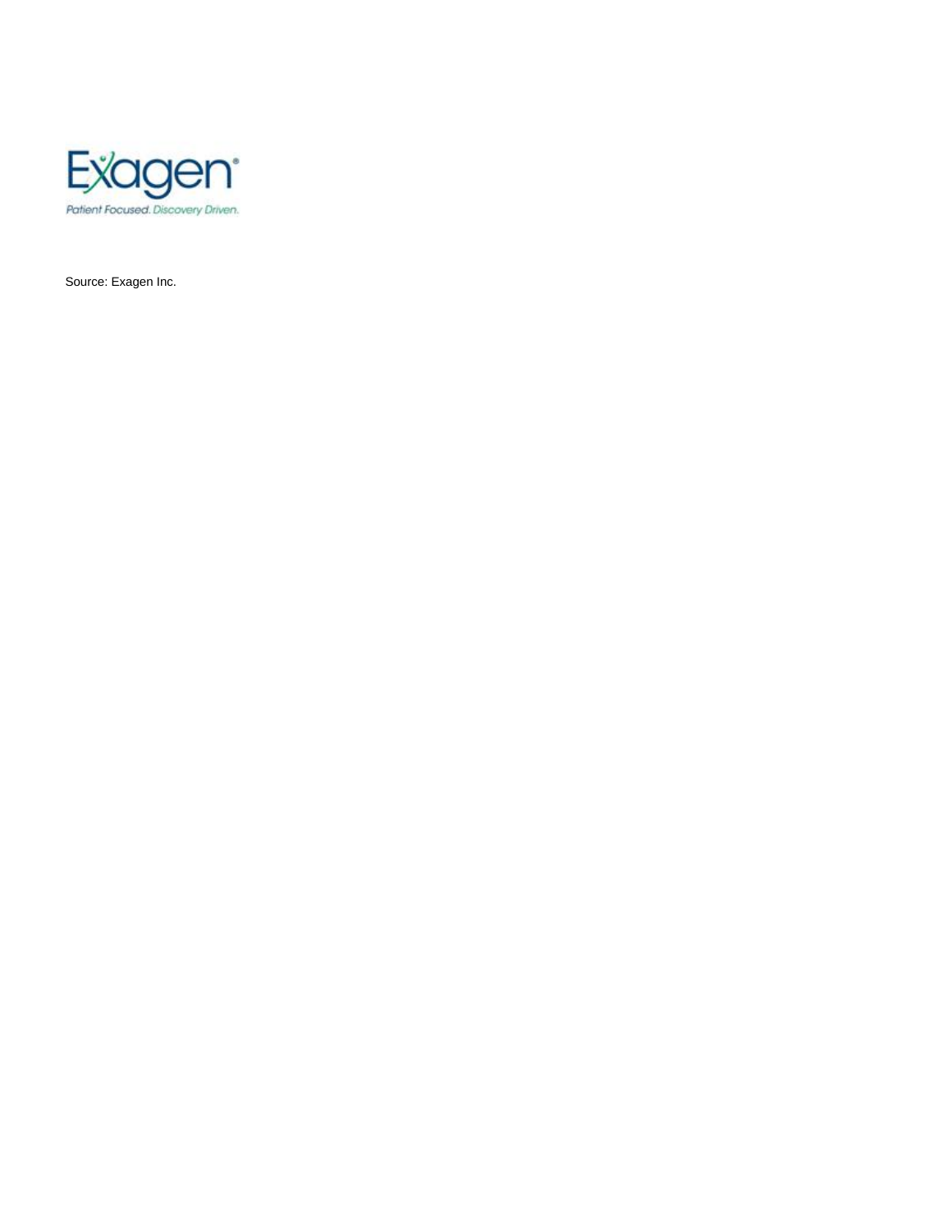Source: Exagen Inc.